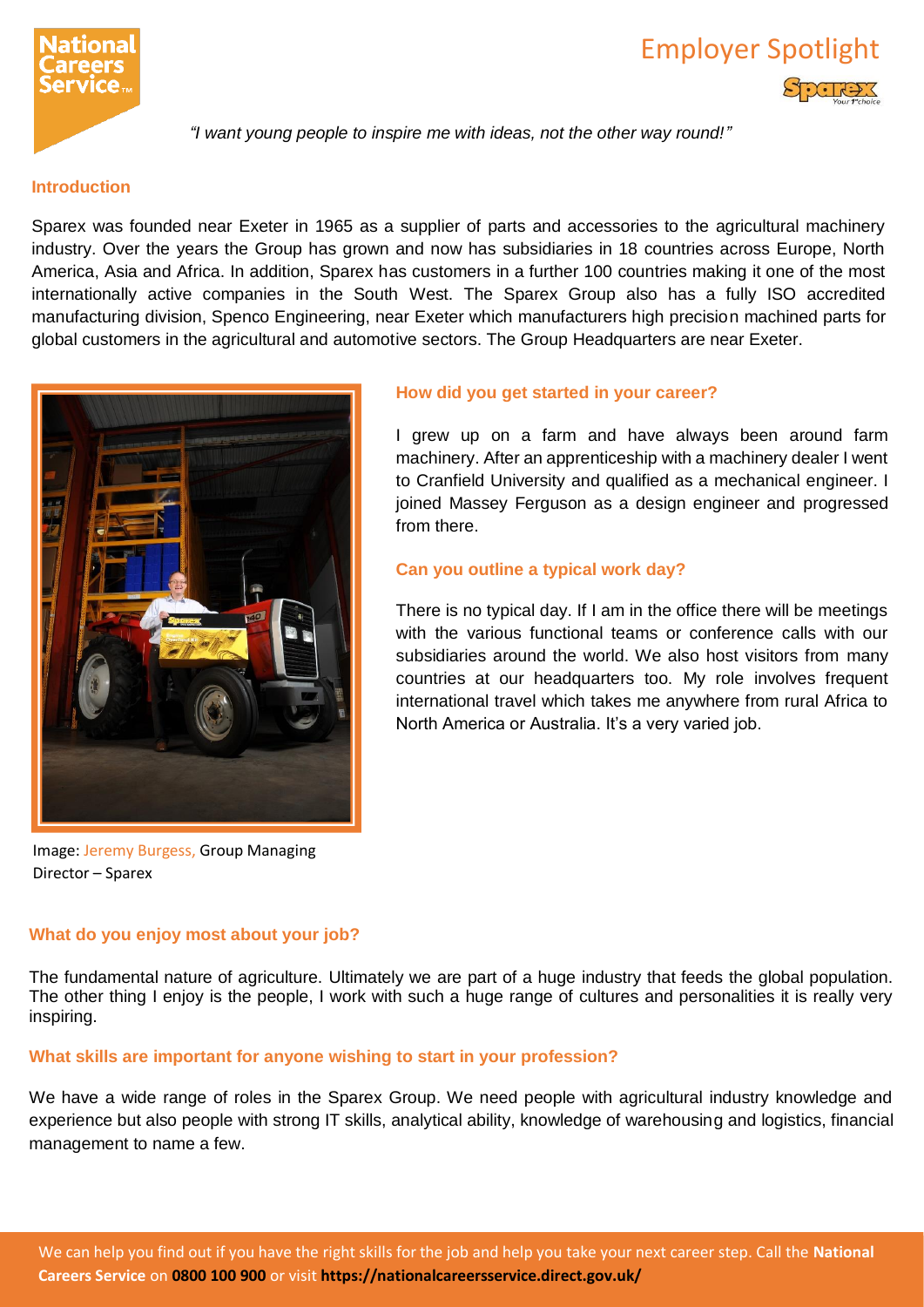# Employer Spotlight

*"I want young people to inspire me with ideas, not the other way round!"*

## Introduction

Sparex was founded near Exeter in 1965 as a supplier of parts and accessories to the agricultural machinery industry. Over the years the Group has grown and now has subsidiaries in 18 countries across Europe, North America, Asia and Africa. In addition, Sparex has customers in a further 100 countries making it one of the most internationally active companies in the South West. The Sparex Group also has a fully ISO accredited manufacturing division, Spenco Engineering, near Exeter which manufacturers high precision machined parts for global customers in the agricultural and automotive sectors. The Group Headquarters are near Exeter.

Image: Jeremy Burgess, Group Managing Director – Sparex

## How did you get started in your career?

I grew up on a farm and have always been around farm machinery. After an apprenticeship with a machinery dealer I went to Cranfield University and qualified as a mechanical engineer. I joined Massey Ferguson as a design engineer and progressed from there.

## Can you outline a typical work day?

There is no typical day. If I am in the office there will be meetings with the various functional teams or conference calls with our subsidiaries around the world. We also host visitors from many countries at our headquarters too. My role involves frequent international travel which takes me anywhere from rural Africa to North America or Australia. It's a very varied job.

## What do you enjoy most about your job?

The fundamental nature of agriculture. Ultimately we are part of a huge industry that feeds the global population. The other thing I enjoy is the people, I work with such a huge range of cultures and personalities it is really very inspiring.

## What skills are important for anyone wishing to start in your profession?

We have a wide range of roles in the Sparex Group. We need people with agricultural industry knowledge and experience but also people with strong IT skills, analytical ability, knowledge of warehousing and logistics, financial management to name a few.

We can help you find out if you have the right skills for the job and help you take your next career step. Call the **National Careers Service** on **0800 100 900** or visit **https://nationalcareersservice.direct.gov.uk/**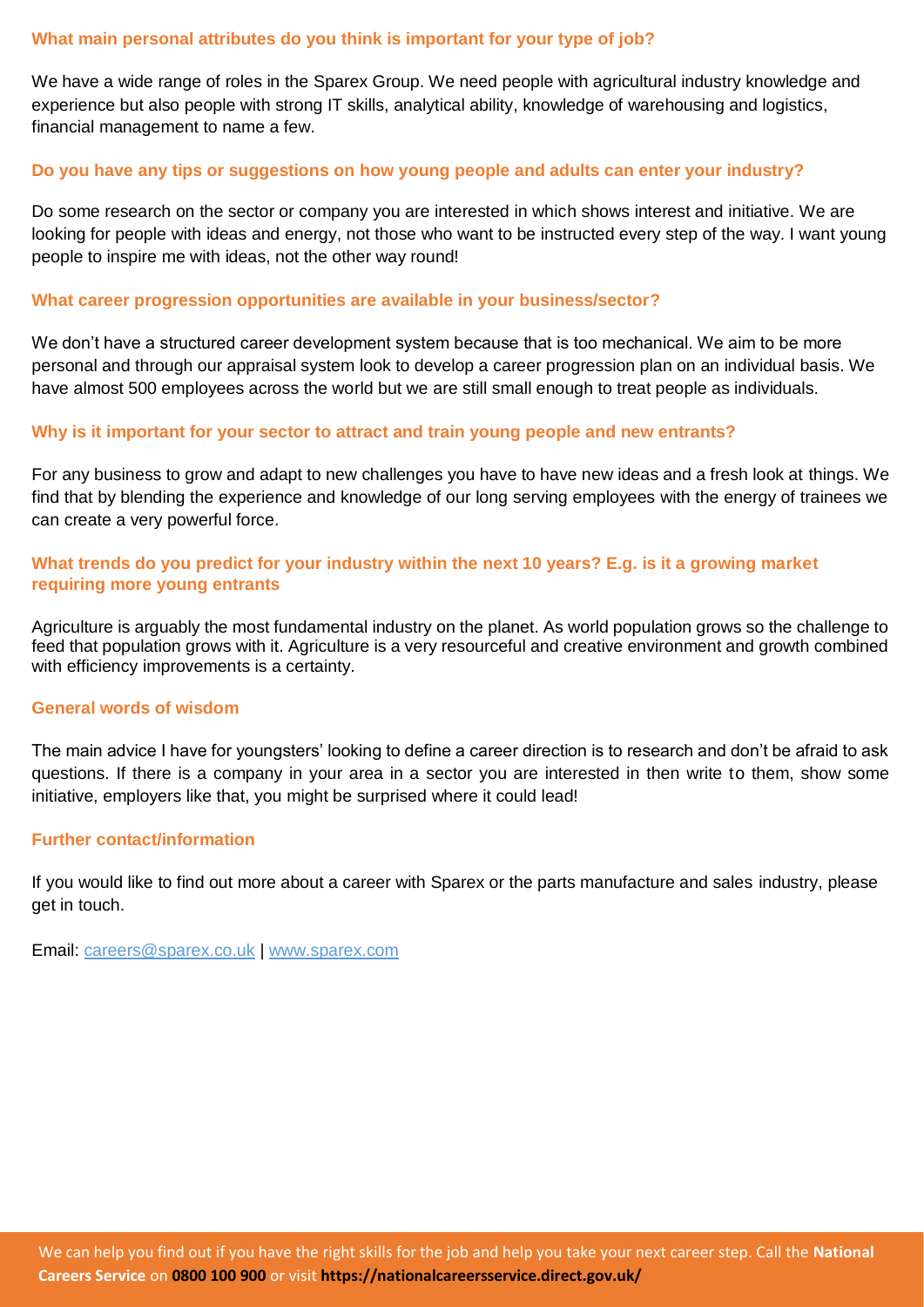### What main personal attributes do you think is important for your type of job?

We have a wide range of roles in the Sparex Group. We need people with agricultural industry knowledge and experience but also people with strong IT skills, analytical ability, knowledge of warehousing and logistics, financial management to name a few.

### Do you have any tips or suggestions on how young people and adults can enter your industry?

Do some research on the sector or company you are interested in which shows interest and initiative. We are looking for people with ideas and energy, not those who want to be instructed every step of the way. I want young people to inspire me with ideas, not the other way round!

### What career progression opportunities are available in your business/sector?

We don't have a structured career development system because that is too mechanical. We aim to be more personal and through our appraisal system look to develop a career progression plan on an individual basis. We have almost 500 employees across the world but we are still small enough to treat people as individuals.

### Why is it important for your sector to attract and train young people and new entrants?

For any business to grow and adapt to new challenges you have to have new ideas and a fresh look at things. We find that by blending the experience and knowledge of our long serving employees with the energy of trainees we can create a very powerful force.

### What trends do you predict for your industry within the next 10 years? E.g. is it a growing market requiring more young entrants

Agriculture is arguably the most fundamental industry on the planet. As world population grows so the challenge to feed that population grows with it. Agriculture is a very resourceful and creative environment and growth combined with efficiency improvements is a certainty.

### General words of wisdom

The main advice I have for youngsters' looking to define a career direction is to research and don't be afraid to ask questions. If there is a company in your area in a sector you are interested in then write to them, show some initiative, employers like that, you might be surprised where it could lead!

### Further contact/information

If you would like to find out more about a career with Sparex or the parts manufacture and sales industry, please get in touch.

Email: careers@sparex.co.uk | www.sparex.com

We can help you find out if you have the right skills for the job and help you take your next career step. Call the **National Careers Service** on **0800 100 900** or visit **https://nationalcareersservice.direct.gov.uk/**